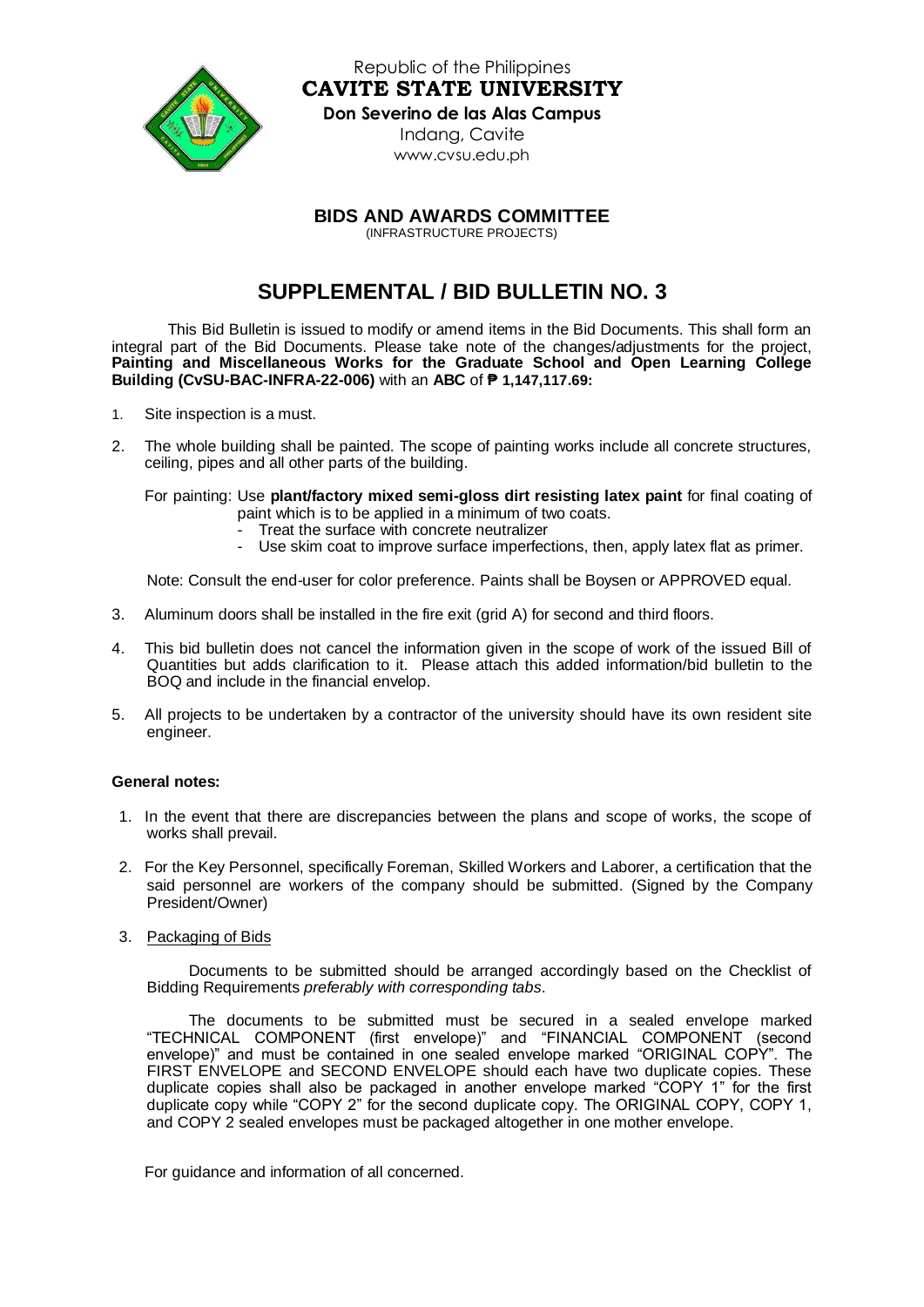Republic of the Philippines
**CAVITE STATE UNIVERSITY**
**Don Severino de las Alas Campus**
Indang, Cavite
www.cvsu.edu.ph

**BIDS AND AWARDS COMMITTEE**
(INFRASTRUCTURE PROJECTS)

# SUPPLEMENTAL / BID BULLETIN NO. 3

This Bid Bulletin is issued to modify or amend items in the Bid Documents. This shall form an integral part of the Bid Documents. Please take note of the changes/adjustments for the project, **Painting and Miscellaneous Works for the Graduate School and Open Learning College Building (CvSU-BAC-INFRA-22-006)** with an **ABC** of **₱ 1,147,117.69:**

1. Site inspection is a must.

2. The whole building shall be painted. The scope of painting works include all concrete structures, ceiling, pipes and all other parts of the building.

   For painting: Use **plant/factory mixed semi-gloss dirt resisting latex paint** for final coating of paint which is to be applied in a minimum of two coats.
   - Treat the surface with concrete neutralizer
   - Use skim coat to improve surface imperfections, then, apply latex flat as primer.

   Note: Consult the end-user for color preference. Paints shall be Boysen or APPROVED equal.

3. Aluminum doors shall be installed in the fire exit (grid A) for second and third floors.

4. This bid bulletin does not cancel the information given in the scope of work of the issued Bill of Quantities but adds clarification to it. Please attach this added information/bid bulletin to the BOQ and include in the financial envelop.

5. All projects to be undertaken by a contractor of the university should have its own resident site engineer.

**General notes:**

1. In the event that there are discrepancies between the plans and scope of works, the scope of works shall prevail.

2. For the Key Personnel, specifically Foreman, Skilled Workers and Laborer, a certification that the said personnel are workers of the company should be submitted. (Signed by the Company President/Owner)

3. Packaging of Bids

   Documents to be submitted should be arranged accordingly based on the Checklist of Bidding Requirements *preferably with corresponding tabs*.

   The documents to be submitted must be secured in a sealed envelope marked "TECHNICAL COMPONENT (first envelope)" and "FINANCIAL COMPONENT (second envelope)" and must be contained in one sealed envelope marked "ORIGINAL COPY". The FIRST ENVELOPE and SECOND ENVELOPE should each have two duplicate copies. These duplicate copies shall also be packaged in another envelope marked "COPY 1" for the first duplicate copy while "COPY 2" for the second duplicate copy. The ORIGINAL COPY, COPY 1, and COPY 2 sealed envelopes must be packaged altogether in one mother envelope.

For guidance and information of all concerned.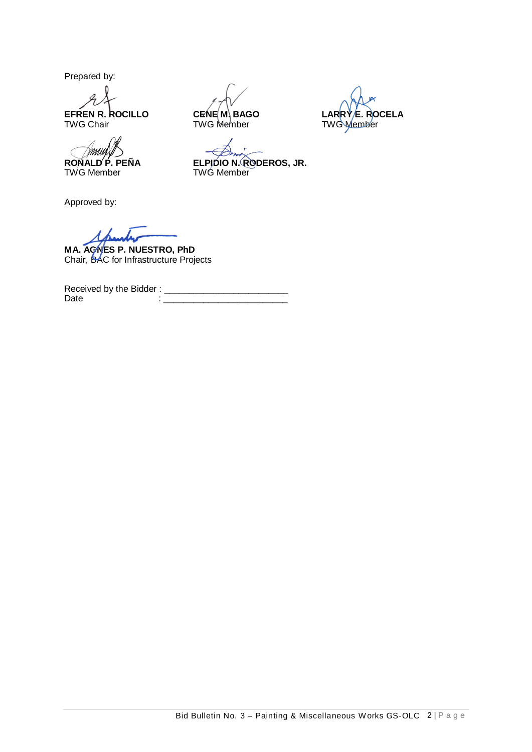Prepared by:

**EFREN R. ROCILLO**
TWG Chair

**CENE M. BAGO**
TWG Member

**LARRY E. ROCELA**
TWG Member

**RONALD P. PEÑA**
TWG Member

**ELPIDIO N. RODEROS, JR.**
TWG Member

Approved by:

**MA. AGNES P. NUESTRO, PhD**
Chair, BAC for Infrastructure Projects

Received by the Bidder : ________________________
Date : ________________________